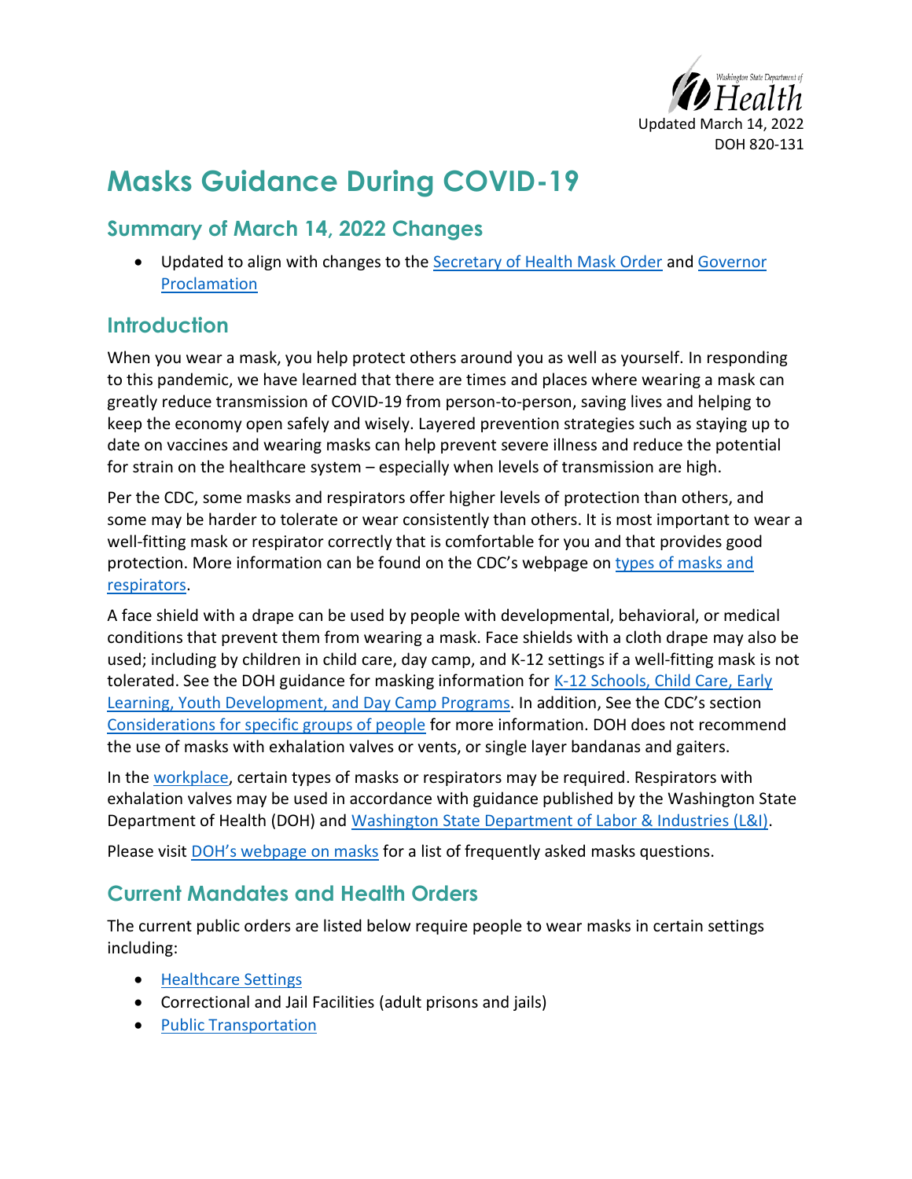Updated March 14, 2022
DOH 820-131

# Masks Guidance During COVID-19

## Summary of March 14, 2022 Changes

- Updated to align with changes to the Secretary of Health Mask Order and Governor Proclamation

## Introduction

When you wear a mask, you help protect others around you as well as yourself. In responding to this pandemic, we have learned that there are times and places where wearing a mask can greatly reduce transmission of COVID-19 from person-to-person, saving lives and helping to keep the economy open safely and wisely. Layered prevention strategies such as staying up to date on vaccines and wearing masks can help prevent severe illness and reduce the potential for strain on the healthcare system – especially when levels of transmission are high.

Per the CDC, some masks and respirators offer higher levels of protection than others, and some may be harder to tolerate or wear consistently than others. It is most important to wear a well-fitting mask or respirator correctly that is comfortable for you and that provides good protection. More information can be found on the CDC's webpage on types of masks and respirators.

A face shield with a drape can be used by people with developmental, behavioral, or medical conditions that prevent them from wearing a mask. Face shields with a cloth drape may also be used; including by children in child care, day camp, and K-12 settings if a well-fitting mask is not tolerated. See the DOH guidance for masking information for K-12 Schools, Child Care, Early Learning, Youth Development, and Day Camp Programs. In addition, See the CDC's section Considerations for specific groups of people for more information. DOH does not recommend the use of masks with exhalation valves or vents, or single layer bandanas and gaiters.

In the workplace, certain types of masks or respirators may be required. Respirators with exhalation valves may be used in accordance with guidance published by the Washington State Department of Health (DOH) and Washington State Department of Labor & Industries (L&I).

Please visit DOH's webpage on masks for a list of frequently asked masks questions.

## Current Mandates and Health Orders

The current public orders are listed below require people to wear masks in certain settings including:

- Healthcare Settings
- Correctional and Jail Facilities (adult prisons and jails)
- Public Transportation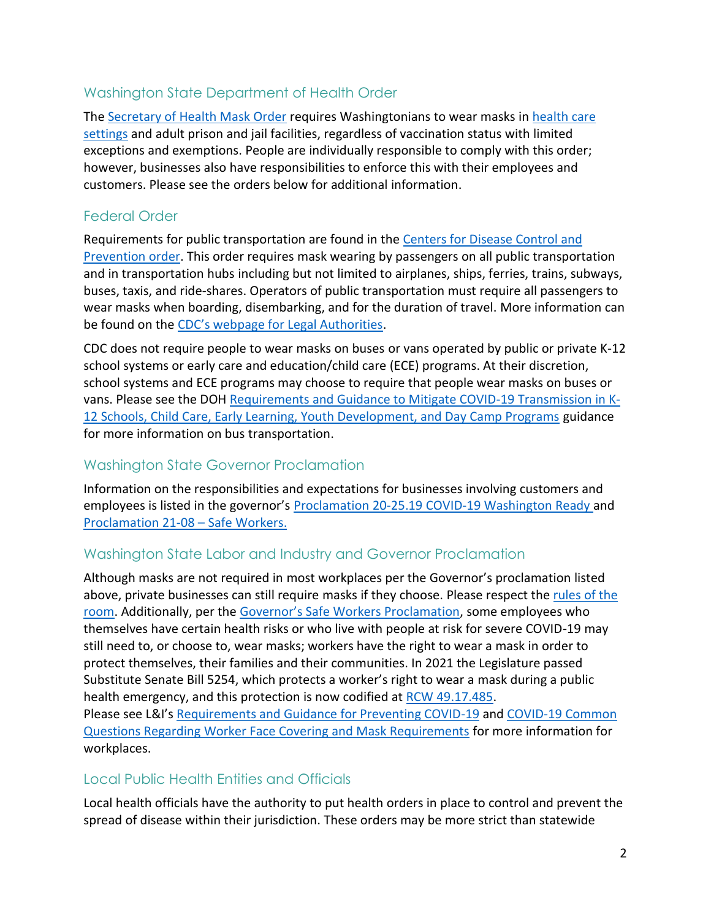## Washington State Department of Health Order

The Secretary of Health Mask Order requires Washingtonians to wear masks in health care settings and adult prison and jail facilities, regardless of vaccination status with limited exceptions and exemptions. People are individually responsible to comply with this order; however, businesses also have responsibilities to enforce this with their employees and customers. Please see the orders below for additional information.

## Federal Order

Requirements for public transportation are found in the Centers for Disease Control and Prevention order. This order requires mask wearing by passengers on all public transportation and in transportation hubs including but not limited to airplanes, ships, ferries, trains, subways, buses, taxis, and ride-shares. Operators of public transportation must require all passengers to wear masks when boarding, disembarking, and for the duration of travel. More information can be found on the CDC's webpage for Legal Authorities.

CDC does not require people to wear masks on buses or vans operated by public or private K-12 school systems or early care and education/child care (ECE) programs. At their discretion, school systems and ECE programs may choose to require that people wear masks on buses or vans. Please see the DOH Requirements and Guidance to Mitigate COVID-19 Transmission in K-12 Schools, Child Care, Early Learning, Youth Development, and Day Camp Programs guidance for more information on bus transportation.

## Washington State Governor Proclamation

Information on the responsibilities and expectations for businesses involving customers and employees is listed in the governor's Proclamation 20-25.19 COVID-19 Washington Ready and Proclamation 21-08 – Safe Workers.

## Washington State Labor and Industry and Governor Proclamation

Although masks are not required in most workplaces per the Governor's proclamation listed above, private businesses can still require masks if they choose. Please respect the rules of the room. Additionally, per the Governor's Safe Workers Proclamation, some employees who themselves have certain health risks or who live with people at risk for severe COVID-19 may still need to, or choose to, wear masks; workers have the right to wear a mask in order to protect themselves, their families and their communities. In 2021 the Legislature passed Substitute Senate Bill 5254, which protects a worker's right to wear a mask during a public health emergency, and this protection is now codified at RCW 49.17.485.
Please see L&I's Requirements and Guidance for Preventing COVID-19 and COVID-19 Common Questions Regarding Worker Face Covering and Mask Requirements for more information for workplaces.

## Local Public Health Entities and Officials

Local health officials have the authority to put health orders in place to control and prevent the spread of disease within their jurisdiction. These orders may be more strict than statewide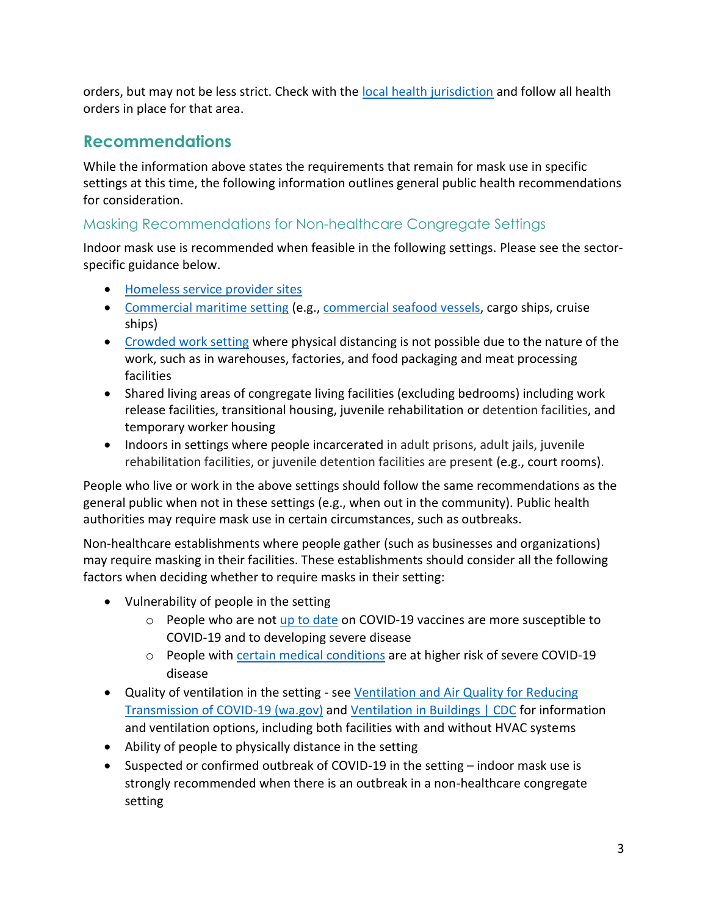orders, but may not be less strict. Check with the local health jurisdiction and follow all health orders in place for that area.

## Recommendations

While the information above states the requirements that remain for mask use in specific settings at this time, the following information outlines general public health recommendations for consideration.

### Masking Recommendations for Non-healthcare Congregate Settings

Indoor mask use is recommended when feasible in the following settings. Please see the sector-specific guidance below.

- Homeless service provider sites
- Commercial maritime setting (e.g., commercial seafood vessels, cargo ships, cruise ships)
- Crowded work setting where physical distancing is not possible due to the nature of the work, such as in warehouses, factories, and food packaging and meat processing facilities
- Shared living areas of congregate living facilities (excluding bedrooms) including work release facilities, transitional housing, juvenile rehabilitation or detention facilities, and temporary worker housing
- Indoors in settings where people incarcerated in adult prisons, adult jails, juvenile rehabilitation facilities, or juvenile detention facilities are present (e.g., court rooms).

People who live or work in the above settings should follow the same recommendations as the general public when not in these settings (e.g., when out in the community). Public health authorities may require mask use in certain circumstances, such as outbreaks.

Non-healthcare establishments where people gather (such as businesses and organizations) may require masking in their facilities. These establishments should consider all the following factors when deciding whether to require masks in their setting:

- Vulnerability of people in the setting
    - People who are not up to date on COVID-19 vaccines are more susceptible to COVID-19 and to developing severe disease
    - People with certain medical conditions are at higher risk of severe COVID-19 disease
- Quality of ventilation in the setting - see Ventilation and Air Quality for Reducing Transmission of COVID-19 (wa.gov) and Ventilation in Buildings | CDC for information and ventilation options, including both facilities with and without HVAC systems
- Ability of people to physically distance in the setting
- Suspected or confirmed outbreak of COVID-19 in the setting – indoor mask use is strongly recommended when there is an outbreak in a non-healthcare congregate setting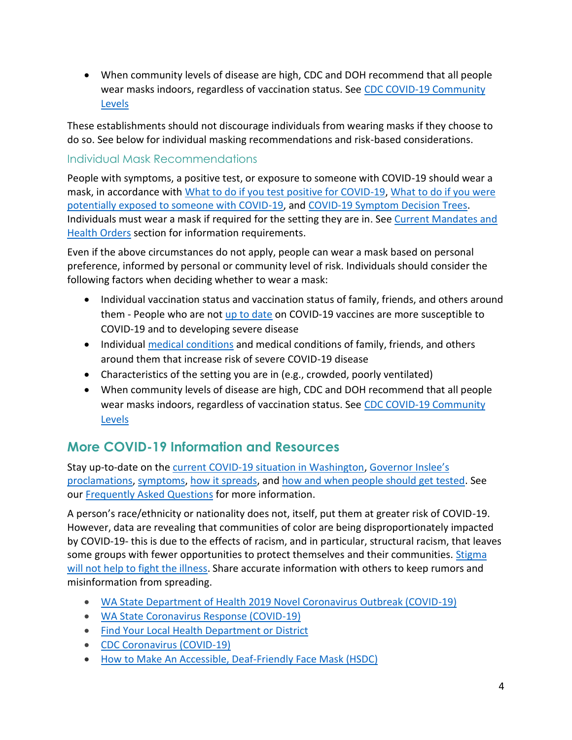- When community levels of disease are high, CDC and DOH recommend that all people wear masks indoors, regardless of vaccination status. See [CDC COVID-19 Community Levels]

These establishments should not discourage individuals from wearing masks if they choose to do so. See below for individual masking recommendations and risk-based considerations.

### Individual Mask Recommendations

People with symptoms, a positive test, or exposure to someone with COVID-19 should wear a mask, in accordance with What to do if you test positive for COVID-19, What to do if you were potentially exposed to someone with COVID-19, and COVID-19 Symptom Decision Trees. Individuals must wear a mask if required for the setting they are in. See Current Mandates and Health Orders section for information requirements.

Even if the above circumstances do not apply, people can wear a mask based on personal preference, informed by personal or community level of risk. Individuals should consider the following factors when deciding whether to wear a mask:

- Individual vaccination status and vaccination status of family, friends, and others around them - People who are not up to date on COVID-19 vaccines are more susceptible to COVID-19 and to developing severe disease
- Individual medical conditions and medical conditions of family, friends, and others around them that increase risk of severe COVID-19 disease
- Characteristics of the setting you are in (e.g., crowded, poorly ventilated)
- When community levels of disease are high, CDC and DOH recommend that all people wear masks indoors, regardless of vaccination status. See CDC COVID-19 Community Levels

## More COVID-19 Information and Resources

Stay up-to-date on the current COVID-19 situation in Washington, Governor Inslee's proclamations, symptoms, how it spreads, and how and when people should get tested. See our Frequently Asked Questions for more information.

A person's race/ethnicity or nationality does not, itself, put them at greater risk of COVID-19. However, data are revealing that communities of color are being disproportionately impacted by COVID-19- this is due to the effects of racism, and in particular, structural racism, that leaves some groups with fewer opportunities to protect themselves and their communities. Stigma will not help to fight the illness. Share accurate information with others to keep rumors and misinformation from spreading.

- WA State Department of Health 2019 Novel Coronavirus Outbreak (COVID-19)
- WA State Coronavirus Response (COVID-19)
- Find Your Local Health Department or District
- CDC Coronavirus (COVID-19)
- How to Make An Accessible, Deaf-Friendly Face Mask (HSDC)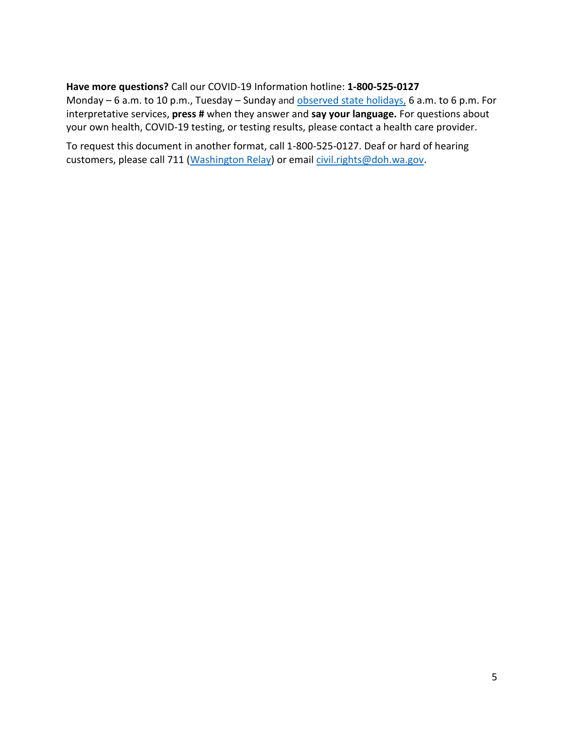**Have more questions?** Call our COVID-19 Information hotline: **1-800-525-0127**
Monday – 6 a.m. to 10 p.m., Tuesday – Sunday and [observed state holidays,](#) 6 a.m. to 6 p.m. For interpretative services, **press #** when they answer and **say your language.** For questions about your own health, COVID-19 testing, or testing results, please contact a health care provider.

To request this document in another format, call 1-800-525-0127. Deaf or hard of hearing customers, please call 711 ([Washington Relay](#)) or email [civil.rights@doh.wa.gov](mailto:civil.rights@doh.wa.gov).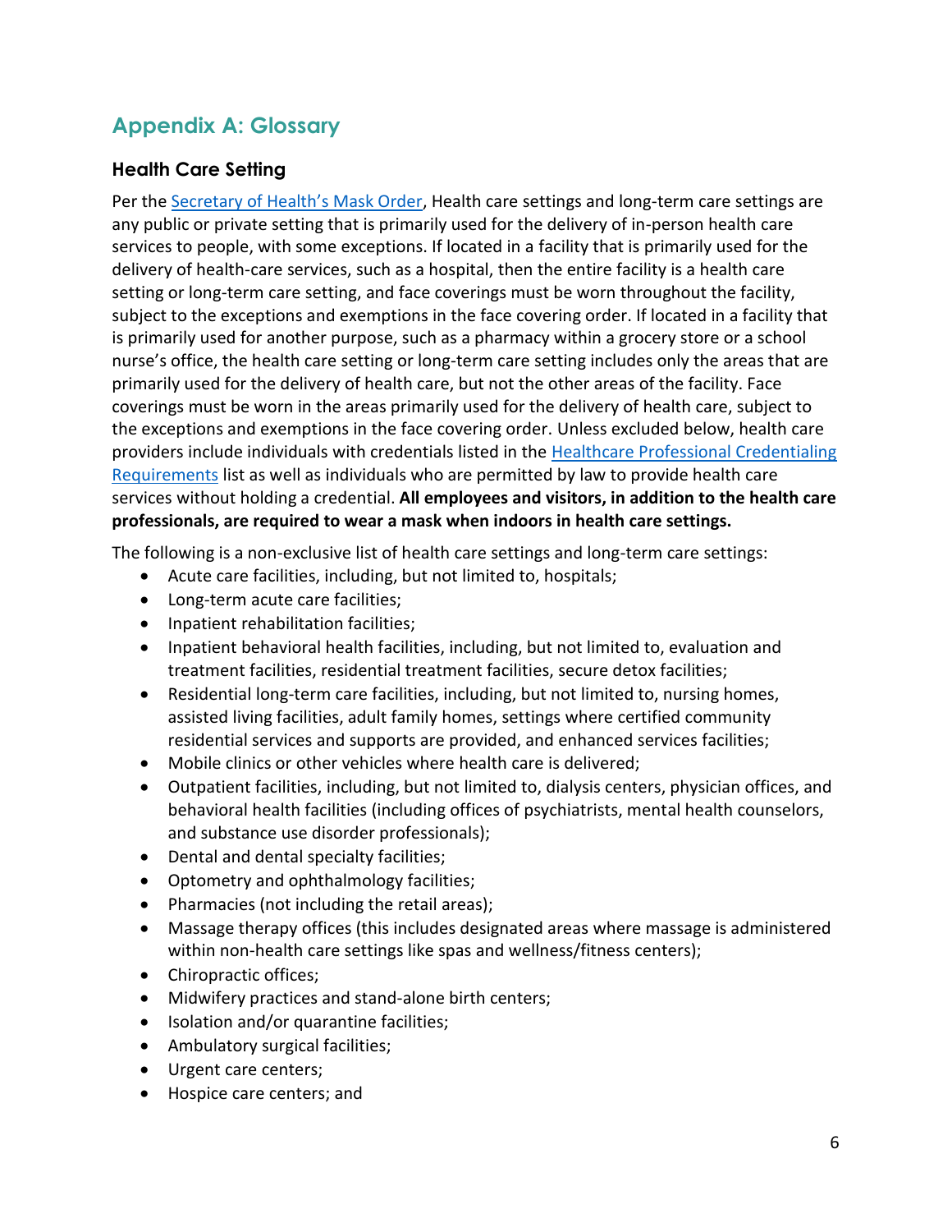## Appendix A: Glossary

### Health Care Setting

Per the Secretary of Health's Mask Order, Health care settings and long-term care settings are any public or private setting that is primarily used for the delivery of in-person health care services to people, with some exceptions. If located in a facility that is primarily used for the delivery of health-care services, such as a hospital, then the entire facility is a health care setting or long-term care setting, and face coverings must be worn throughout the facility, subject to the exceptions and exemptions in the face covering order. If located in a facility that is primarily used for another purpose, such as a pharmacy within a grocery store or a school nurse's office, the health care setting or long-term care setting includes only the areas that are primarily used for the delivery of health care, but not the other areas of the facility. Face coverings must be worn in the areas primarily used for the delivery of health care, subject to the exceptions and exemptions in the face covering order. Unless excluded below, health care providers include individuals with credentials listed in the Healthcare Professional Credentialing Requirements list as well as individuals who are permitted by law to provide health care services without holding a credential. **All employees and visitors, in addition to the health care professionals, are required to wear a mask when indoors in health care settings.**

The following is a non-exclusive list of health care settings and long-term care settings:

- Acute care facilities, including, but not limited to, hospitals;
- Long-term acute care facilities;
- Inpatient rehabilitation facilities;
- Inpatient behavioral health facilities, including, but not limited to, evaluation and treatment facilities, residential treatment facilities, secure detox facilities;
- Residential long-term care facilities, including, but not limited to, nursing homes, assisted living facilities, adult family homes, settings where certified community residential services and supports are provided, and enhanced services facilities;
- Mobile clinics or other vehicles where health care is delivered;
- Outpatient facilities, including, but not limited to, dialysis centers, physician offices, and behavioral health facilities (including offices of psychiatrists, mental health counselors, and substance use disorder professionals);
- Dental and dental specialty facilities;
- Optometry and ophthalmology facilities;
- Pharmacies (not including the retail areas);
- Massage therapy offices (this includes designated areas where massage is administered within non-health care settings like spas and wellness/fitness centers);
- Chiropractic offices;
- Midwifery practices and stand-alone birth centers;
- Isolation and/or quarantine facilities;
- Ambulatory surgical facilities;
- Urgent care centers;
- Hospice care centers; and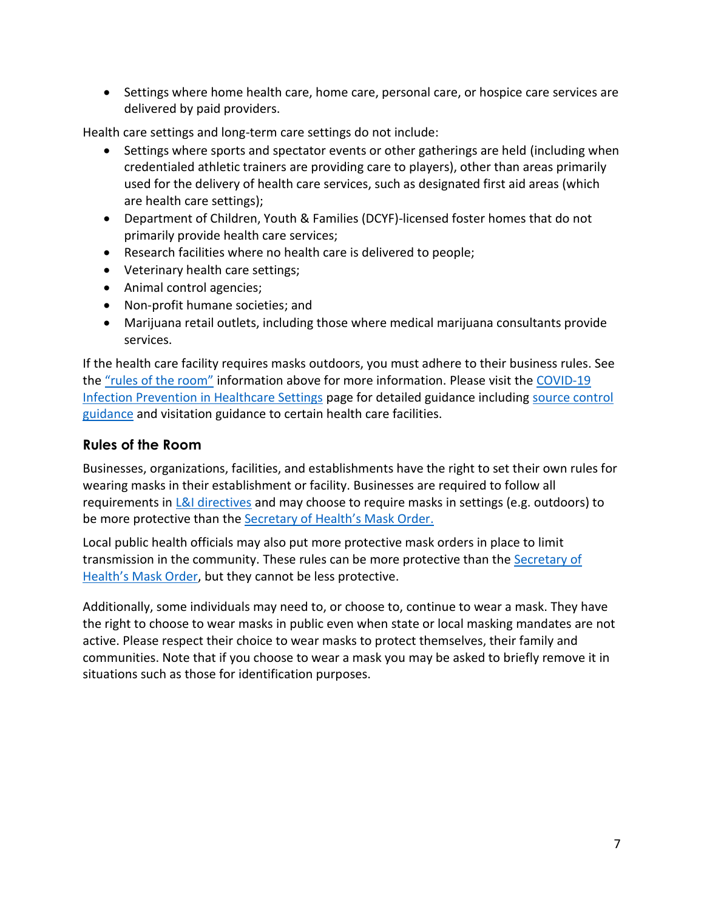- Settings where home health care, home care, personal care, or hospice care services are delivered by paid providers.

Health care settings and long-term care settings do not include:

- Settings where sports and spectator events or other gatherings are held (including when credentialed athletic trainers are providing care to players), other than areas primarily used for the delivery of health care services, such as designated first aid areas (which are health care settings);
- Department of Children, Youth & Families (DCYF)-licensed foster homes that do not primarily provide health care services;
- Research facilities where no health care is delivered to people;
- Veterinary health care settings;
- Animal control agencies;
- Non-profit humane societies; and
- Marijuana retail outlets, including those where medical marijuana consultants provide services.

If the health care facility requires masks outdoors, you must adhere to their business rules. See the "rules of the room" information above for more information. Please visit the COVID-19 Infection Prevention in Healthcare Settings page for detailed guidance including source control guidance and visitation guidance to certain health care facilities.

## Rules of the Room

Businesses, organizations, facilities, and establishments have the right to set their own rules for wearing masks in their establishment or facility. Businesses are required to follow all requirements in L&I directives and may choose to require masks in settings (e.g. outdoors) to be more protective than the Secretary of Health's Mask Order.

Local public health officials may also put more protective mask orders in place to limit transmission in the community. These rules can be more protective than the Secretary of Health's Mask Order, but they cannot be less protective.

Additionally, some individuals may need to, or choose to, continue to wear a mask. They have the right to choose to wear masks in public even when state or local masking mandates are not active. Please respect their choice to wear masks to protect themselves, their family and communities. Note that if you choose to wear a mask you may be asked to briefly remove it in situations such as those for identification purposes.